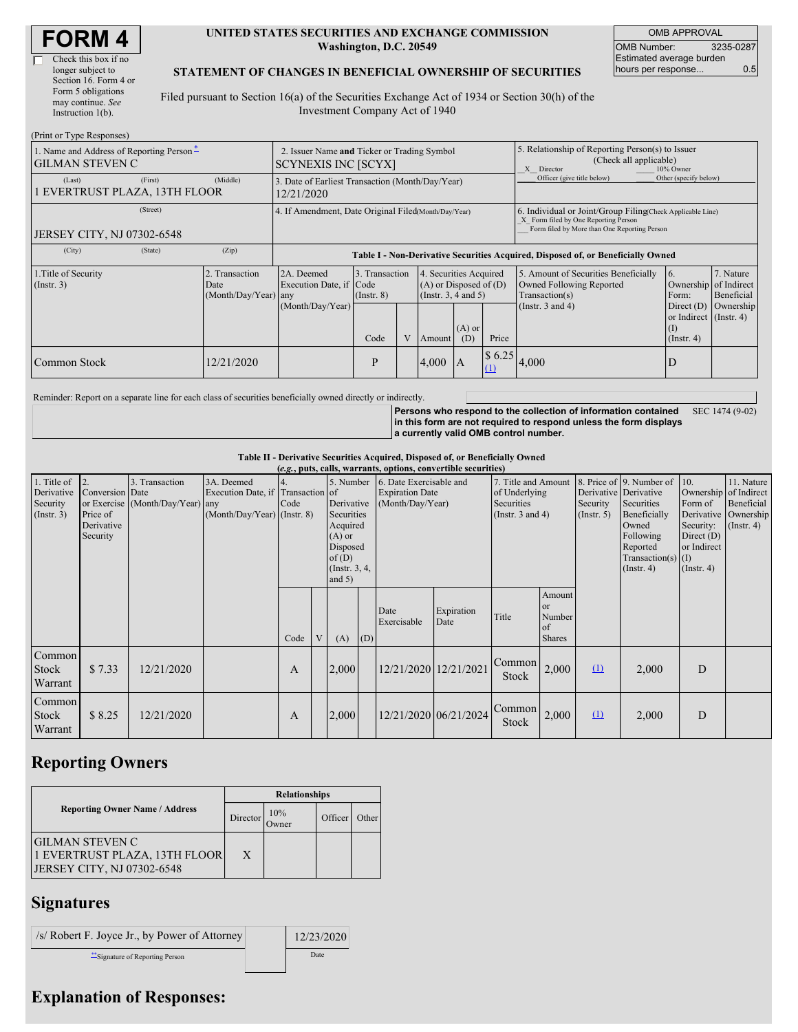# FORM 4

☐ Check this box if no longer subject to Section 16. Form 4 or Form 5 obligations may continue. *See* Instruction 1(b).

**UNITED STATES SECURITIES AND EXCHANGE COMMISSION**
**Washington, D.C. 20549**

**STATEMENT OF CHANGES IN BENEFICIAL OWNERSHIP OF SECURITIES**

Filed pursuant to Section 16(a) of the Securities Exchange Act of 1934 or Section 30(h) of the Investment Company Act of 1940

| OMB APPROVAL | |
|---|---|
| OMB Number: | 3235-0287 |
| Estimated average burden hours per response... | 0.5 |

(Print or Type Responses)

1. Name and Address of Reporting Person*
GILMAN STEVEN C
(Last) (First) (Middle)
1 EVERTRUST PLAZA, 13TH FLOOR
(Street)
JERSEY CITY, NJ 07302-6548
(City) (State) (Zip)

2. Issuer Name **and** Ticker or Trading Symbol
SCYNEXIS INC [SCYX]

3. Date of Earliest Transaction (Month/Day/Year)
12/21/2020

4. If Amendment, Date Original Filed (Month/Day/Year)

5. Relationship of Reporting Person(s) to Issuer (Check all applicable)
_X_ Director ___ 10% Owner
___ Officer (give title below) ___ Other (specify below)

6. Individual or Joint/Group Filing (Check Applicable Line)
_X_ Form filed by One Reporting Person
___ Form filed by More than One Reporting Person

**Table I - Non-Derivative Securities Acquired, Disposed of, or Beneficially Owned**

| 1.Title of Security (Instr. 3) | 2. Transaction Date (Month/Day/Year) | 2A. Deemed Execution Date, if any (Month/Day/Year) | 3. Transaction Code (Instr. 8) | | 4. Securities Acquired (A) or Disposed of (D) (Instr. 3, 4 and 5) | | | 5. Amount of Securities Beneficially Owned Following Reported Transaction(s) (Instr. 3 and 4) | 6. Ownership Form: Direct (D) or Indirect (I) (Instr. 4) | 7. Nature of Indirect Beneficial Ownership (Instr. 4) |
|---|---|---|---|---|---|---|---|---|---|---|
| | | | Code | V | Amount | (A) or (D) | Price | | | |
| Common Stock | 12/21/2020 | | P | | 4,000 | A | $ 6.25 (1) | 4,000 | D | |

Reminder: Report on a separate line for each class of securities beneficially owned directly or indirectly.

**Persons who respond to the collection of information contained in this form are not required to respond unless the form displays a currently valid OMB control number.** SEC 1474 (9-02)

**Table II - Derivative Securities Acquired, Disposed of, or Beneficially Owned**
***(e.g.*, puts, calls, warrants, options, convertible securities)**

| 1. Title of Derivative Security (Instr. 3) | 2. Conversion or Exercise Price of Derivative Security | 3. Transaction Date (Month/Day/Year) | 3A. Deemed Execution Date, if any (Month/Day/Year) | 4. Transaction Code (Instr. 8) | | 5. Number of Derivative Securities Acquired (A) or Disposed of (D) (Instr. 3, 4, and 5) | | 6. Date Exercisable and Expiration Date (Month/Day/Year) | | 7. Title and Amount of Underlying Securities (Instr. 3 and 4) | | 8. Price of Derivative Security (Instr. 5) | 9. Number of Derivative Securities Beneficially Owned Following Reported Transaction(s) (Instr. 4) | 10. Ownership Form of Derivative Security: Direct (D) or Indirect (I) (Instr. 4) | 11. Nature of Indirect Beneficial Ownership (Instr. 4) |
|---|---|---|---|---|---|---|---|---|---|---|---|---|---|---|---|
| | | | | Code | V | (A) | (D) | Date Exercisable | Expiration Date | Title | Amount or Number of Shares | | | | |
| Common Stock Warrant | $ 7.33 | 12/21/2020 | | A | | 2,000 | | 12/21/2020 | 12/21/2021 | Common Stock | 2,000 | (1) | 2,000 | D | |
| Common Stock Warrant | $ 8.25 | 12/21/2020 | | A | | 2,000 | | 12/21/2020 | 06/21/2024 | Common Stock | 2,000 | (1) | 2,000 | D | |

## Reporting Owners

| Reporting Owner Name / Address | Relationships | | | |
|---|---|---|---|---|
| | Director | 10% Owner | Officer | Other |
| GILMAN STEVEN C<br>1 EVERTRUST PLAZA, 13TH FLOOR<br>JERSEY CITY, NJ 07302-6548 | X | | | |

## Signatures

| /s/ Robert F. Joyce Jr., by Power of Attorney | 12/23/2020 |
|---|---|
| **Signature of Reporting Person | Date |

## Explanation of Responses: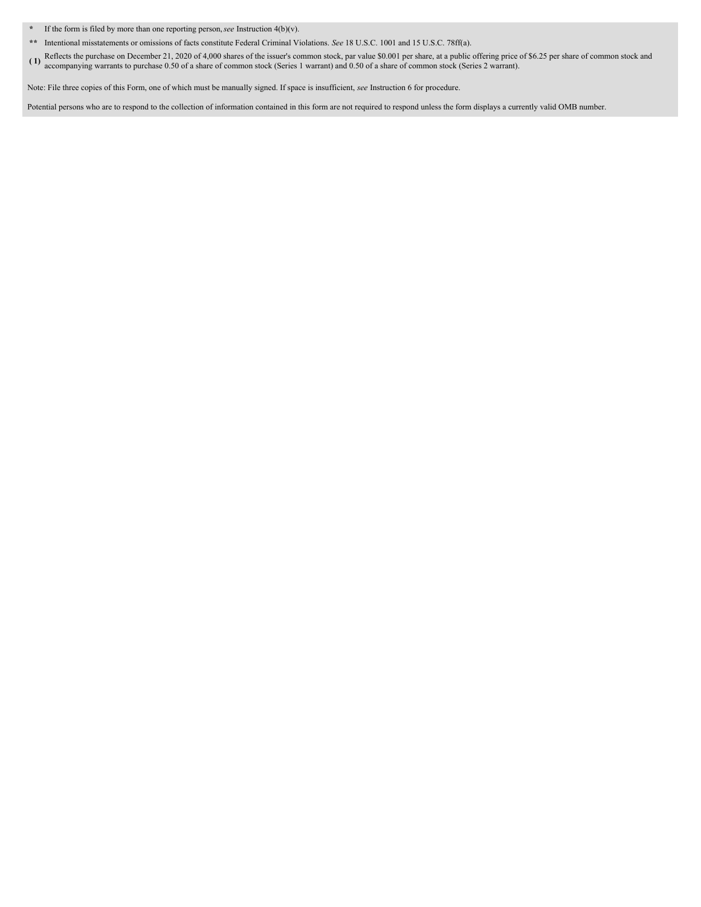\* If the form is filed by more than one reporting person, *see* Instruction 4(b)(v).

\*\* Intentional misstatements or omissions of facts constitute Federal Criminal Violations. *See* 18 U.S.C. 1001 and 15 U.S.C. 78ff(a).

**( 1)** Reflects the purchase on December 21, 2020 of 4,000 shares of the issuer's common stock, par value $0.001 per share, at a public offering price of $6.25 per share of common stock and accompanying warrants to purchase 0.50 of a share of common stock (Series 1 warrant) and 0.50 of a share of common stock (Series 2 warrant).

Note: File three copies of this Form, one of which must be manually signed. If space is insufficient, *see* Instruction 6 for procedure.

Potential persons who are to respond to the collection of information contained in this form are not required to respond unless the form displays a currently valid OMB number.